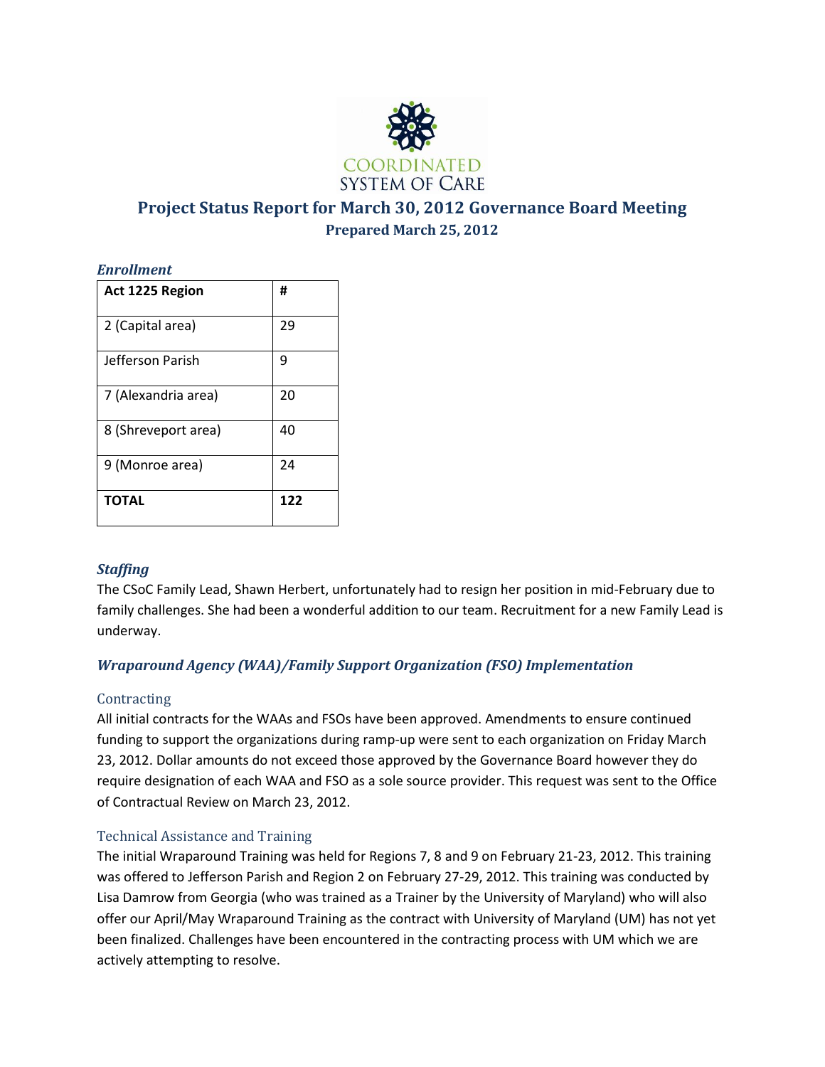COORDINATED SYSTEM OF CARE

# Project Status Report for March 30, 2012 Governance Board Meeting

## Prepared March 25, 2012

### *Enrollment*

| Act 1225 Region | # |
|---|---|
| 2 (Capital area) | 29 |
| Jefferson Parish | 9 |
| 7 (Alexandria area) | 20 |
| 8 (Shreveport area) | 40 |
| 9 (Monroe area) | 24 |
| **TOTAL** | **122** |

### *Staffing*

The CSoC Family Lead, Shawn Herbert, unfortunately had to resign her position in mid-February due to family challenges. She had been a wonderful addition to our team. Recruitment for a new Family Lead is underway.

### *Wraparound Agency (WAA)/Family Support Organization (FSO) Implementation*

#### Contracting

All initial contracts for the WAAs and FSOs have been approved. Amendments to ensure continued funding to support the organizations during ramp-up were sent to each organization on Friday March 23, 2012. Dollar amounts do not exceed those approved by the Governance Board however they do require designation of each WAA and FSO as a sole source provider. This request was sent to the Office of Contractual Review on March 23, 2012.

#### Technical Assistance and Training

The initial Wraparound Training was held for Regions 7, 8 and 9 on February 21-23, 2012. This training was offered to Jefferson Parish and Region 2 on February 27-29, 2012. This training was conducted by Lisa Damrow from Georgia (who was trained as a Trainer by the University of Maryland) who will also offer our April/May Wraparound Training as the contract with University of Maryland (UM) has not yet been finalized. Challenges have been encountered in the contracting process with UM which we are actively attempting to resolve.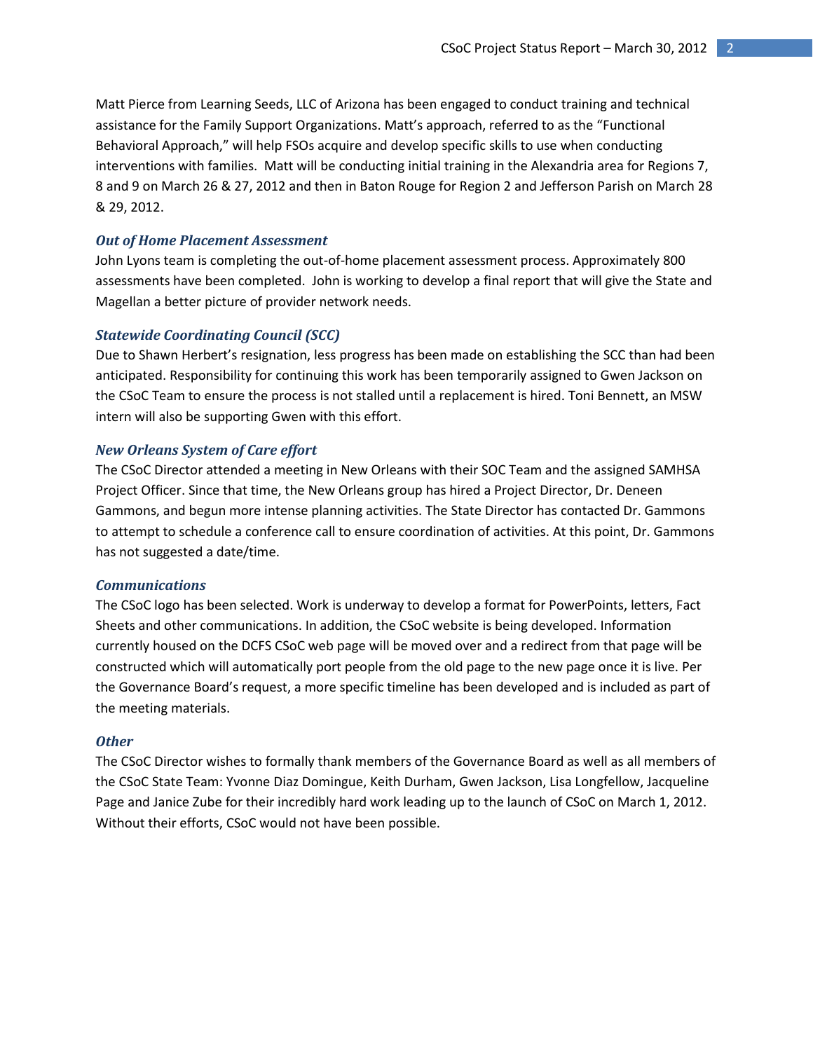Matt Pierce from Learning Seeds, LLC of Arizona has been engaged to conduct training and technical assistance for the Family Support Organizations. Matt's approach, referred to as the "Functional Behavioral Approach," will help FSOs acquire and develop specific skills to use when conducting interventions with families. Matt will be conducting initial training in the Alexandria area for Regions 7, 8 and 9 on March 26 & 27, 2012 and then in Baton Rouge for Region 2 and Jefferson Parish on March 28 & 29, 2012.

### *Out of Home Placement Assessment*

John Lyons team is completing the out-of-home placement assessment process. Approximately 800 assessments have been completed. John is working to develop a final report that will give the State and Magellan a better picture of provider network needs.

### *Statewide Coordinating Council (SCC)*

Due to Shawn Herbert's resignation, less progress has been made on establishing the SCC than had been anticipated. Responsibility for continuing this work has been temporarily assigned to Gwen Jackson on the CSoC Team to ensure the process is not stalled until a replacement is hired. Toni Bennett, an MSW intern will also be supporting Gwen with this effort.

### *New Orleans System of Care effort*

The CSoC Director attended a meeting in New Orleans with their SOC Team and the assigned SAMHSA Project Officer. Since that time, the New Orleans group has hired a Project Director, Dr. Deneen Gammons, and begun more intense planning activities. The State Director has contacted Dr. Gammons to attempt to schedule a conference call to ensure coordination of activities. At this point, Dr. Gammons has not suggested a date/time.

### *Communications*

The CSoC logo has been selected. Work is underway to develop a format for PowerPoints, letters, Fact Sheets and other communications. In addition, the CSoC website is being developed. Information currently housed on the DCFS CSoC web page will be moved over and a redirect from that page will be constructed which will automatically port people from the old page to the new page once it is live. Per the Governance Board's request, a more specific timeline has been developed and is included as part of the meeting materials.

### *Other*

The CSoC Director wishes to formally thank members of the Governance Board as well as all members of the CSoC State Team: Yvonne Diaz Domingue, Keith Durham, Gwen Jackson, Lisa Longfellow, Jacqueline Page and Janice Zube for their incredibly hard work leading up to the launch of CSoC on March 1, 2012. Without their efforts, CSoC would not have been possible.